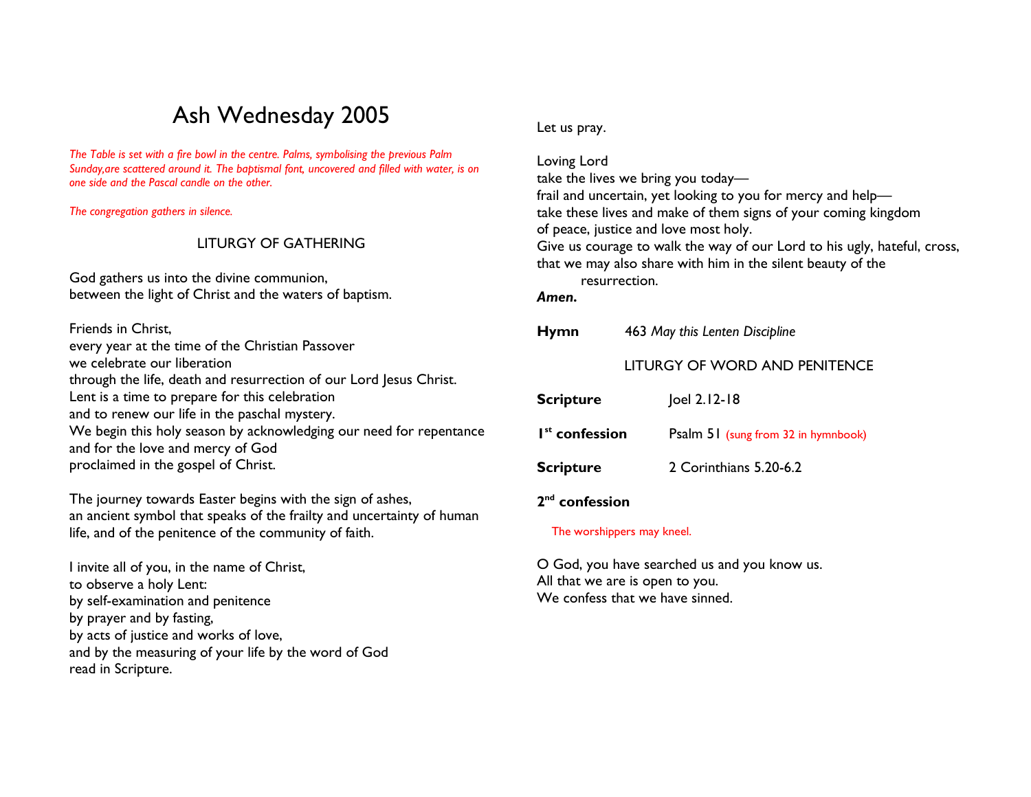# Ash Wednesday 2005

*The Table is set with a fire bowl in the centre. Palms, symbolising the previous Palm Sunday,are scattered around it. The baptismal font, uncovered and filled with water, is on one side and the Pascal candle on the other.*

*The congregation gathers in silence.*

## LITURGY OF GATHERING

God gathers us into the divine communion,
between the light of Christ and the waters of baptism.

Friends in Christ,
every year at the time of the Christian Passover
we celebrate our liberation
through the life, death and resurrection of our Lord Jesus Christ.
Lent is a time to prepare for this celebration
and to renew our life in the paschal mystery.
We begin this holy season by acknowledging our need for repentance
and for the love and mercy of God
proclaimed in the gospel of Christ.

The journey towards Easter begins with the sign of ashes,
an ancient symbol that speaks of the frailty and uncertainty of human life, and of the penitence of the community of faith.

I invite all of you, in the name of Christ,
to observe a holy Lent:
by self-examination and penitence
by prayer and by fasting,
by acts of justice and works of love,
and by the measuring of your life by the word of God
read in Scripture.

Let us pray.

Loving Lord
take the lives we bring you today—
frail and uncertain, yet looking to you for mercy and help—
take these lives and make of them signs of your coming kingdom
of peace, justice and love most holy.
Give us courage to walk the way of our Lord to his ugly, hateful, cross,
that we may also share with him in the silent beauty of the
resurrection.
***Amen.***

**Hymn** 463 *May this Lenten Discipline*

## LITURGY OF WORD AND PENITENCE

**Scripture** Joel 2.12-18

**1st confession** Psalm 51 (sung from 32 in hymnbook)

**Scripture** 2 Corinthians 5.20-6.2

**2nd confession**

The worshippers may kneel.

O God, you have searched us and you know us.
All that we are is open to you.
We confess that we have sinned.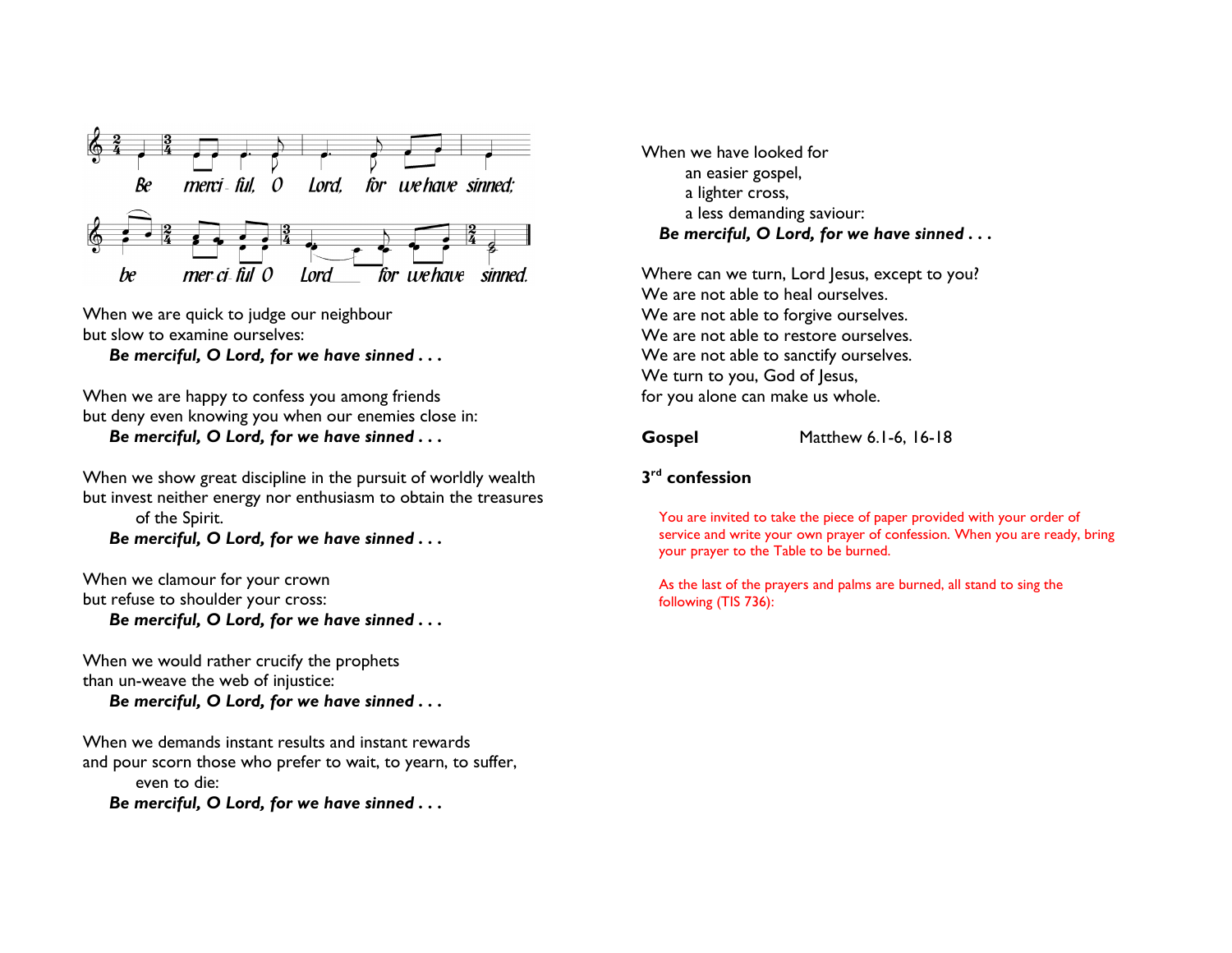Be merciful, O Lord, for we have sinned; be merciful O Lord for we have sinned.

When we are quick to judge our neighbour
but slow to examine ourselves:
***Be merciful, O Lord, for we have sinned . . .***

When we are happy to confess you among friends
but deny even knowing you when our enemies close in:
***Be merciful, O Lord, for we have sinned . . .***

When we show great discipline in the pursuit of worldly wealth
but invest neither energy nor enthusiasm to obtain the treasures
of the Spirit.
***Be merciful, O Lord, for we have sinned . . .***

When we clamour for your crown
but refuse to shoulder your cross:
***Be merciful, O Lord, for we have sinned . . .***

When we would rather crucify the prophets
than un-weave the web of injustice:
***Be merciful, O Lord, for we have sinned . . .***

When we demands instant results and instant rewards
and pour scorn those who prefer to wait, to yearn, to suffer,
even to die:
***Be merciful, O Lord, for we have sinned . . .***

When we have looked for
an easier gospel,
a lighter cross,
a less demanding saviour:
***Be merciful, O Lord, for we have sinned . . .***

Where can we turn, Lord Jesus, except to you?
We are not able to heal ourselves.
We are not able to forgive ourselves.
We are not able to restore ourselves.
We are not able to sanctify ourselves.
We turn to you, God of Jesus,
for you alone can make us whole.

**Gospel** Matthew 6.1-6, 16-18

**3rd confession**

You are invited to take the piece of paper provided with your order of service and write your own prayer of confession. When you are ready, bring your prayer to the Table to be burned.

As the last of the prayers and palms are burned, all stand to sing the following (TIS 736):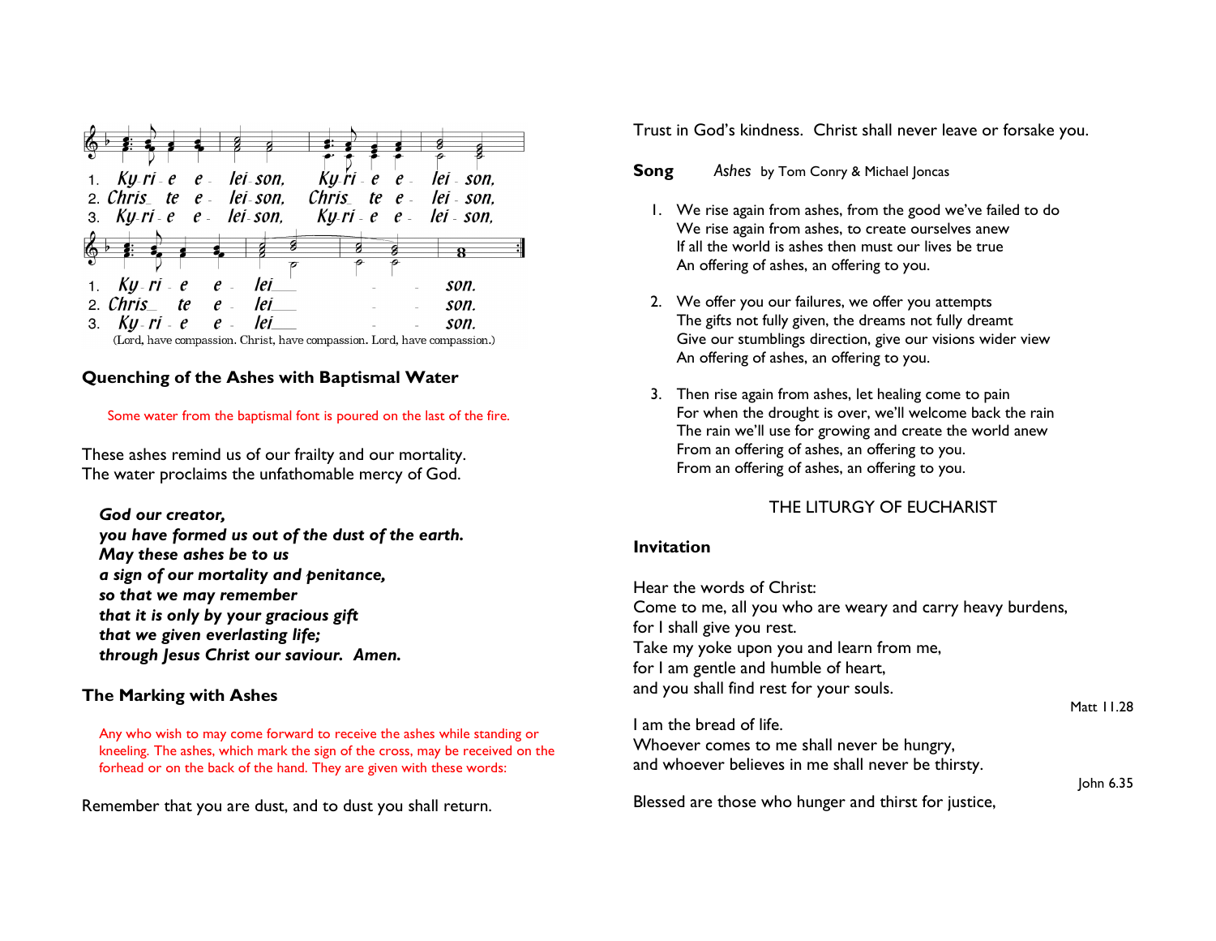1. Ky-ri-e e-lei-son, Ky-ri-e e-lei-son,
2. Chris-te e-lei-son, Chris-te e-lei-son,
3. Ky-ri-e e-lei-son, Ky-ri-e e-lei-son,

1. Ky-ri-e e-lei- - - son.
2. Chris-te e-lei- - - son.
3. Ky-ri-e e-lei- - - son.

(Lord, have compassion. Christ, have compassion. Lord, have compassion.)

### Quenching of the Ashes with Baptismal Water

Some water from the baptismal font is poured on the last of the fire.

These ashes remind us of our frailty and our mortality.
The water proclaims the unfathomable mercy of God.

***God our creator,***
***you have formed us out of the dust of the earth.***
***May these ashes be to us***
***a sign of our mortality and penitance,***
***so that we may remember***
***that it is only by your gracious gift***
***that we given everlasting life;***
***through Jesus Christ our saviour. Amen.***

### The Marking with Ashes

Any who wish to may come forward to receive the ashes while standing or kneeling. The ashes, which mark the sign of the cross, may be received on the forhead or on the back of the hand. They are given with these words:

Remember that you are dust, and to dust you shall return.

Trust in God's kindness. Christ shall never leave or forsake you.

**Song** *Ashes* by Tom Conry & Michael Joncas

1. We rise again from ashes, from the good we've failed to do
   We rise again from ashes, to create ourselves anew
   If all the world is ashes then must our lives be true
   An offering of ashes, an offering to you.

2. We offer you our failures, we offer you attempts
   The gifts not fully given, the dreams not fully dreamt
   Give our stumblings direction, give our visions wider view
   An offering of ashes, an offering to you.

3. Then rise again from ashes, let healing come to pain
   For when the drought is over, we'll welcome back the rain
   The rain we'll use for growing and create the world anew
   From an offering of ashes, an offering to you.
   From an offering of ashes, an offering to you.

## THE LITURGY OF EUCHARIST

### Invitation

Hear the words of Christ:
Come to me, all you who are weary and carry heavy burdens,
for I shall give you rest.
Take my yoke upon you and learn from me,
for I am gentle and humble of heart,
and you shall find rest for your souls.

Matt 11.28

I am the bread of life.
Whoever comes to me shall never be hungry,
and whoever believes in me shall never be thirsty.

John 6.35

Blessed are those who hunger and thirst for justice,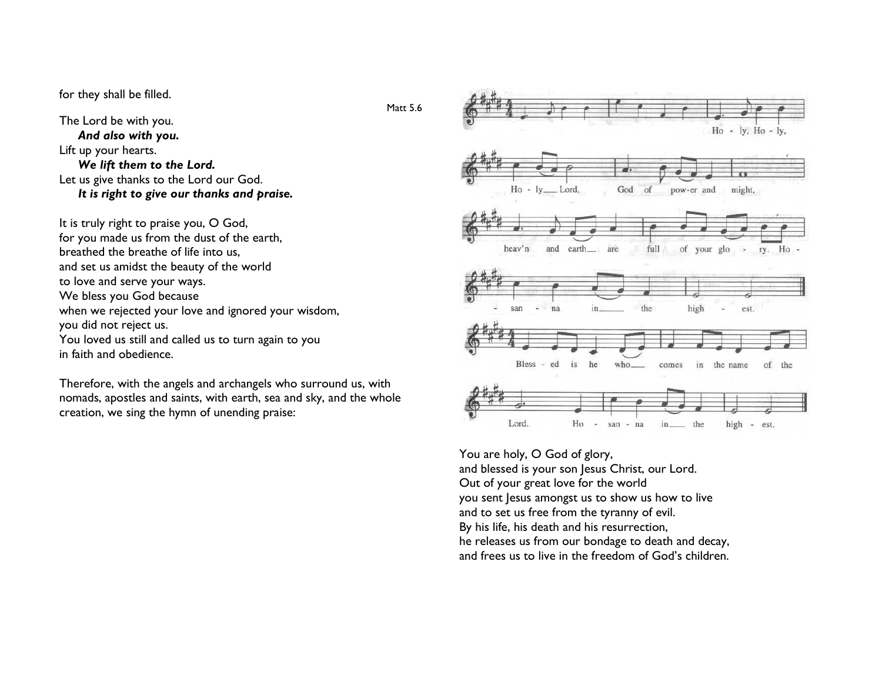for they shall be filled.

Matt 5.6

The Lord be with you.
   ***And also with you.***
Lift up your hearts.
   ***We lift them to the Lord.***
Let us give thanks to the Lord our God.
   ***It is right to give our thanks and praise.***

It is truly right to praise you, O God,
for you made us from the dust of the earth,
breathed the breathe of life into us,
and set us amidst the beauty of the world
to love and serve your ways.
We bless you God because
when we rejected your love and ignored your wisdom,
you did not reject us.
You loved us still and called us to turn again to you
in faith and obedience.

Therefore, with the angels and archangels who surround us, with nomads, apostles and saints, with earth, sea and sky, and the whole creation, we sing the hymn of unending praise:

Ho - ly, Ho - ly,
Ho - ly Lord, God of pow-er and might,
heav'n and earth are full of your glo - ry. Ho -
- san - na in the high - est.

Bless - ed is he who comes in the name of the
Lord. Ho - san - na in the high - est.

You are holy, O God of glory,
and blessed is your son Jesus Christ, our Lord.
Out of your great love for the world
you sent Jesus amongst us to show us how to live
and to set us free from the tyranny of evil.
By his life, his death and his resurrection,
he releases us from our bondage to death and decay,
and frees us to live in the freedom of God's children.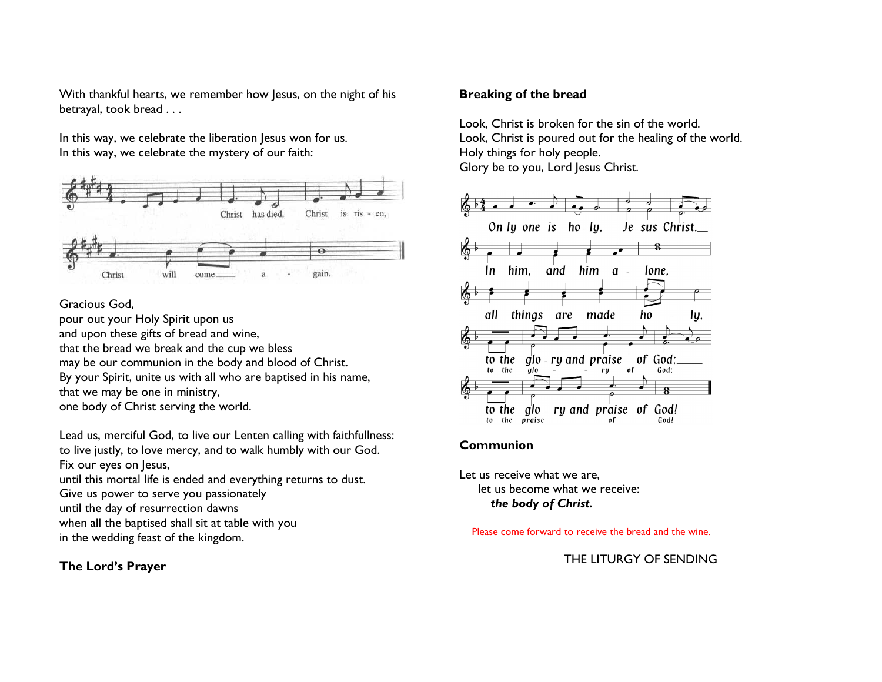With thankful hearts, we remember how Jesus, on the night of his betrayal, took bread . . .

In this way, we celebrate the liberation Jesus won for us.
In this way, we celebrate the mystery of our faith:

Christ has died, Christ is ris - en, Christ will come a - gain.

Gracious God,
pour out your Holy Spirit upon us
and upon these gifts of bread and wine,
that the bread we break and the cup we bless
may be our communion in the body and blood of Christ.
By your Spirit, unite us with all who are baptised in his name,
that we may be one in ministry,
one body of Christ serving the world.

Lead us, merciful God, to live our Lenten calling with faithfullness:
to live justly, to love mercy, and to walk humbly with our God.
Fix our eyes on Jesus,
until this mortal life is ended and everything returns to dust.
Give us power to serve you passionately
until the day of resurrection dawns
when all the baptised shall sit at table with you
in the wedding feast of the kingdom.

**The Lord's Prayer**

**Breaking of the bread**

Look, Christ is broken for the sin of the world.
Look, Christ is poured out for the healing of the world.
Holy things for holy people.
Glory be to you, Lord Jesus Christ.

On-ly one is ho-ly, Je-sus Christ. In him, and him a-lone, all things are made ho-ly, to the glo-ry and praise of God; to the glo-ry and praise of God!

**Communion**

Let us receive what we are,
let us become what we receive:
***the body of Christ.***

Please come forward to receive the bread and the wine.

THE LITURGY OF SENDING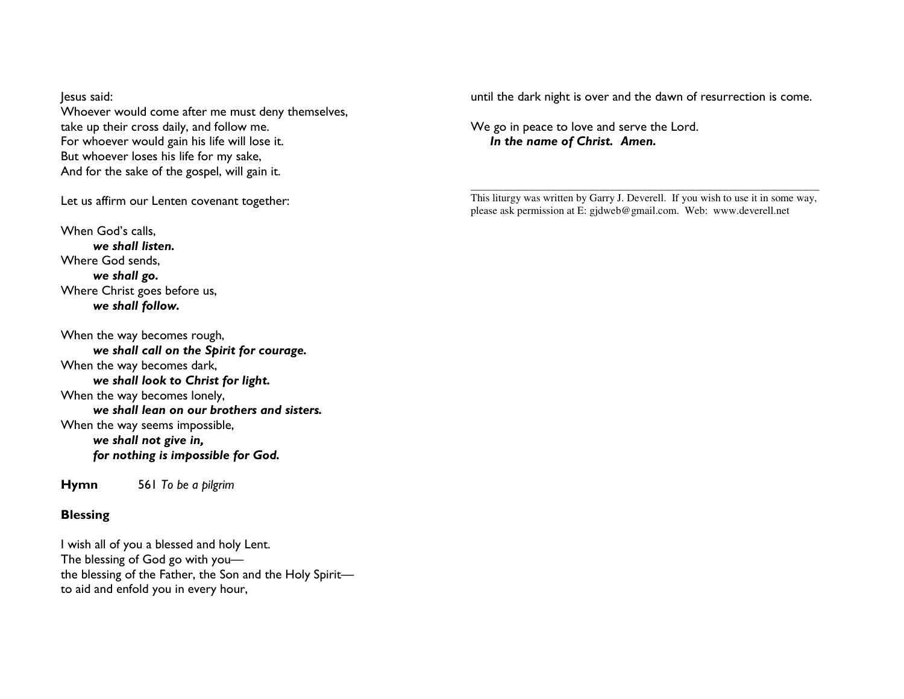Jesus said:
Whoever would come after me must deny themselves,
take up their cross daily, and follow me.
For whoever would gain his life will lose it.
But whoever loses his life for my sake,
And for the sake of the gospel, will gain it.

Let us affirm our Lenten covenant together:

When God's calls,
    ***we shall listen.***
Where God sends,
    ***we shall go.***
Where Christ goes before us,
    ***we shall follow.***

When the way becomes rough,
    ***we shall call on the Spirit for courage.***
When the way becomes dark,
    ***we shall look to Christ for light.***
When the way becomes lonely,
    ***we shall lean on our brothers and sisters.***
When the way seems impossible,
    ***we shall not give in,***
    ***for nothing is impossible for God.***

**Hymn** 561 *To be a pilgrim*

**Blessing**

I wish all of you a blessed and holy Lent.
The blessing of God go with you—
the blessing of the Father, the Son and the Holy Spirit—
to aid and enfold you in every hour,
until the dark night is over and the dawn of resurrection is come.

We go in peace to love and serve the Lord.
    ***In the name of Christ. Amen.***

---

This liturgy was written by Garry J. Deverell. If you wish to use it in some way, please ask permission at E: gjdweb@gmail.com. Web: www.deverell.net